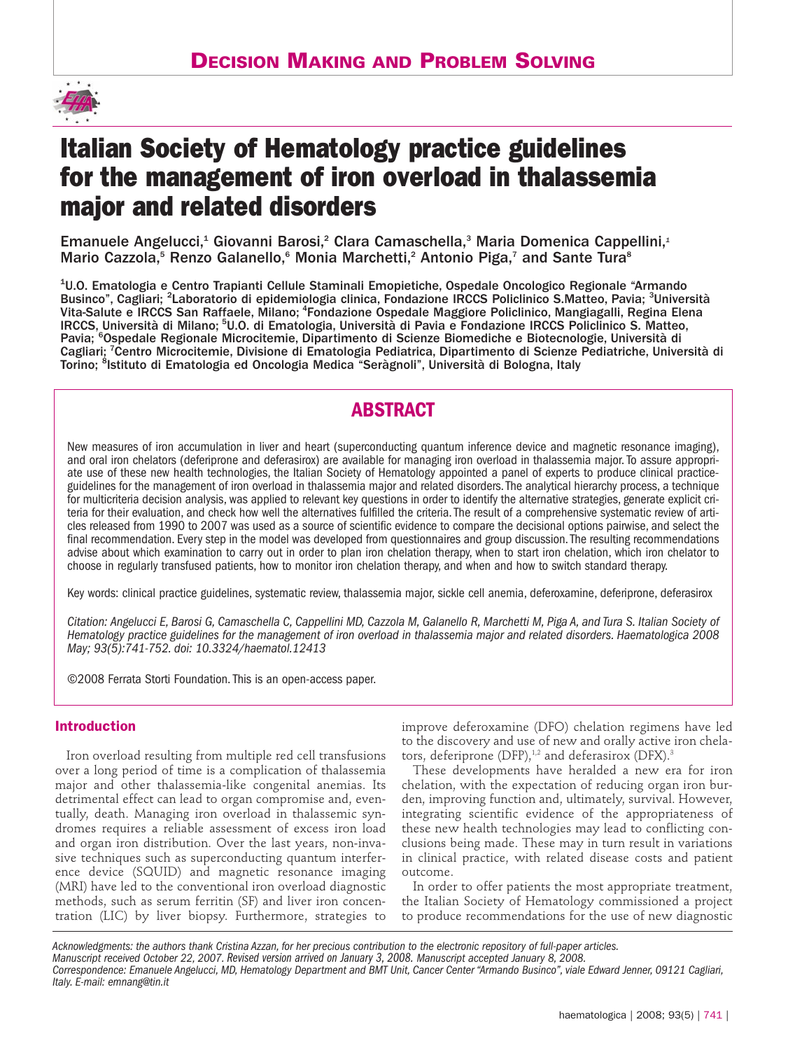# Decision Making and Problem Solving

# Italian Society of Hematology practice guidelines for the management of iron overload in thalassemia major and related disorders

Emanuele Angelucci,[1] Giovanni Barosi,[2] Clara Camaschella,[3] Maria Domenica Cappellini,[4] Mario Cazzola,[5] Renzo Galanello,[6] Monia Marchetti,[2] Antonio Piga,[7] and Sante Tura[8]

[1]U.O. Ematologia e Centro Trapianti Cellule Staminali Emopietiche, Ospedale Oncologico Regionale "Armando Businco", Cagliari; [2]Laboratorio di epidemiologia clinica, Fondazione IRCCS Policlinico S.Matteo, Pavia; [3]Università Vita-Salute e IRCCS San Raffaele, Milano; [4]Fondazione Ospedale Maggiore Policlinico, Mangiagalli, Regina Elena IRCCS, Università di Milano; [5]U.O. di Ematologia, Università di Pavia e Fondazione IRCCS Policlinico S. Matteo, Pavia; [6]Ospedale Regionale Microcitemie, Dipartimento di Scienze Biomediche e Biotecnologie, Università di Cagliari; [7]Centro Microcitemie, Divisione di Ematologia Pediatrica, Dipartimento di Scienze Pediatriche, Università di Torino; [8]Istituto di Ematologia ed Oncologia Medica "Seràgnoli", Università di Bologna, Italy

## ABSTRACT

New measures of iron accumulation in liver and heart (superconducting quantum inference device and magnetic resonance imaging), and oral iron chelators (deferiprone and deferasirox) are available for managing iron overload in thalassemia major. To assure appropriate use of these new health technologies, the Italian Society of Hematology appointed a panel of experts to produce clinical practice-guidelines for the management of iron overload in thalassemia major and related disorders. The analytical hierarchy process, a technique for multicriteria decision analysis, was applied to relevant key questions in order to identify the alternative strategies, generate explicit criteria for their evaluation, and check how well the alternatives fulfilled the criteria. The result of a comprehensive systematic review of articles released from 1990 to 2007 was used as a source of scientific evidence to compare the decisional options pairwise, and select the final recommendation. Every step in the model was developed from questionnaires and group discussion. The resulting recommendations advise about which examination to carry out in order to plan iron chelation therapy, when to start iron chelation, which iron chelator to choose in regularly transfused patients, how to monitor iron chelation therapy, and when and how to switch standard therapy.

Key words: clinical practice guidelines, systematic review, thalassemia major, sickle cell anemia, deferoxamine, deferiprone, deferasirox

*Citation: Angelucci E, Barosi G, Camaschella C, Cappellini MD, Cazzola M, Galanello R, Marchetti M, Piga A, and Tura S. Italian Society of Hematology practice guidelines for the management of iron overload in thalassemia major and related disorders. Haematologica 2008 May; 93(5):741-752. doi: 10.3324/haematol.12413*

©2008 Ferrata Storti Foundation. This is an open-access paper.

## Introduction

Iron overload resulting from multiple red cell transfusions over a long period of time is a complication of thalassemia major and other thalassemia-like congenital anemias. Its detrimental effect can lead to organ compromise and, eventually, death. Managing iron overload in thalassemic syndromes requires a reliable assessment of excess iron load and organ iron distribution. Over the last years, non-invasive techniques such as superconducting quantum interference device (SQUID) and magnetic resonance imaging (MRI) have led to the conventional iron overload diagnostic methods, such as serum ferritin (SF) and liver iron concentration (LIC) by liver biopsy. Furthermore, strategies to improve deferoxamine (DFO) chelation regimens have led to the discovery and use of new and orally active iron chelators, deferiprone (DFP),[1,2] and deferasirox (DFX).[3]

These developments have heralded a new era for iron chelation, with the expectation of reducing organ iron burden, improving function and, ultimately, survival. However, integrating scientific evidence of the appropriateness of these new health technologies may lead to conflicting conclusions being made. These may in turn result in variations in clinical practice, with related disease costs and patient outcome.

In order to offer patients the most appropriate treatment, the Italian Society of Hematology commissioned a project to produce recommendations for the use of new diagnostic

*Acknowledgments: the authors thank Cristina Azzan, for her precious contribution to the electronic repository of full-paper articles.*
*Manuscript received October 22, 2007. Revised version arrived on January 3, 2008. Manuscript accepted January 8, 2008.*
*Correspondence: Emanuele Angelucci, MD, Hematology Department and BMT Unit, Cancer Center "Armando Businco", viale Edward Jenner, 09121 Cagliari, Italy. E-mail: emnang@tin.it*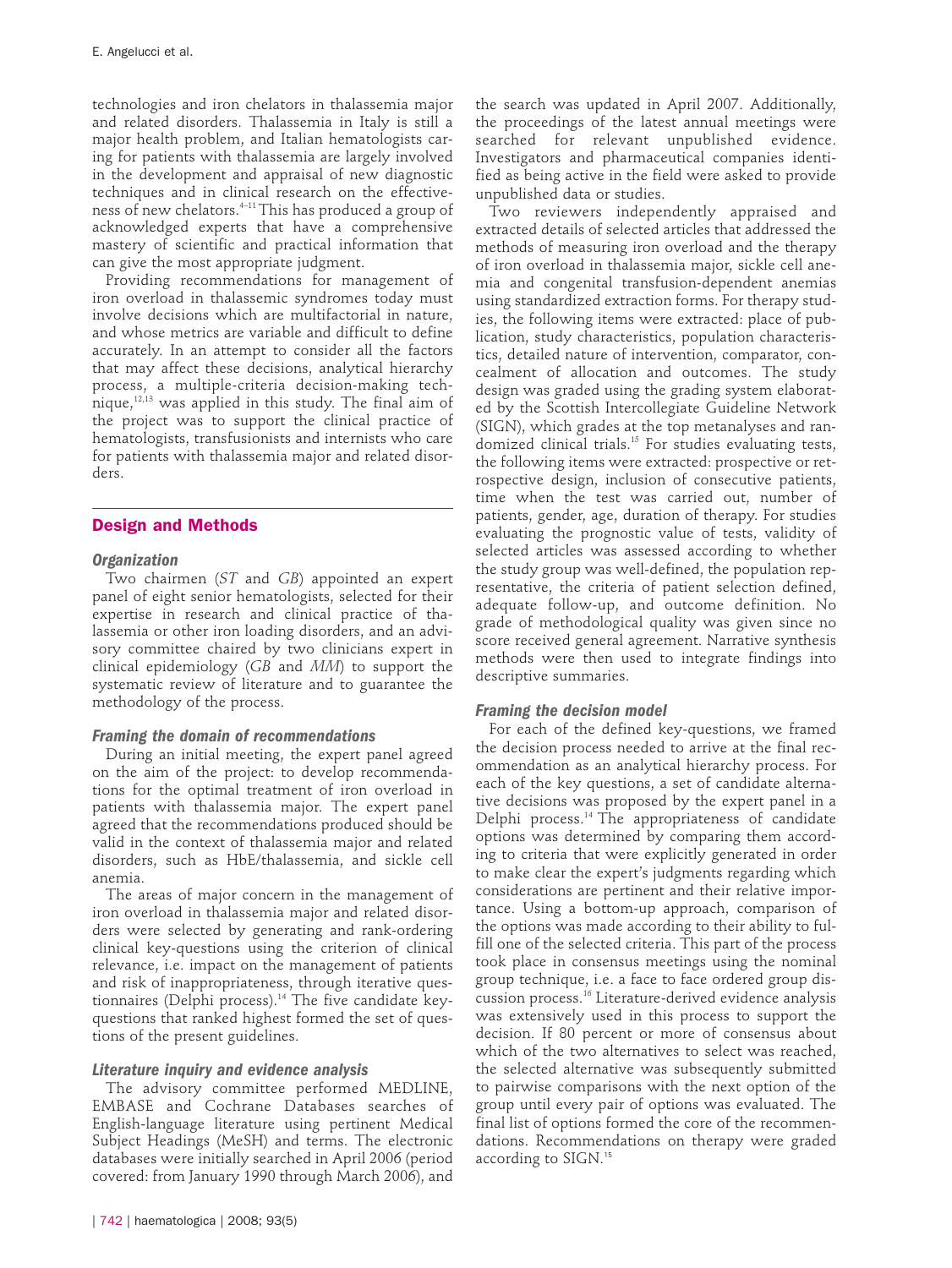technologies and iron chelators in thalassemia major and related disorders. Thalassemia in Italy is still a major health problem, and Italian hematologists caring for patients with thalassemia are largely involved in the development and appraisal of new diagnostic techniques and in clinical research on the effectiveness of new chelators.[4–11] This has produced a group of acknowledged experts that have a comprehensive mastery of scientific and practical information that can give the most appropriate judgment.

Providing recommendations for management of iron overload in thalassemic syndromes today must involve decisions which are multifactorial in nature, and whose metrics are variable and difficult to define accurately. In an attempt to consider all the factors that may affect these decisions, analytical hierarchy process, a multiple-criteria decision-making technique,[12,13] was applied in this study. The final aim of the project was to support the clinical practice of hematologists, transfusionists and internists who care for patients with thalassemia major and related disorders.

## Design and Methods

### Organization

Two chairmen (*ST* and *GB*) appointed an expert panel of eight senior hematologists, selected for their expertise in research and clinical practice of thalassemia or other iron loading disorders, and an advisory committee chaired by two clinicians expert in clinical epidemiology (*GB* and *MM*) to support the systematic review of literature and to guarantee the methodology of the process.

### Framing the domain of recommendations

During an initial meeting, the expert panel agreed on the aim of the project: to develop recommendations for the optimal treatment of iron overload in patients with thalassemia major. The expert panel agreed that the recommendations produced should be valid in the context of thalassemia major and related disorders, such as HbE/thalassemia, and sickle cell anemia.

The areas of major concern in the management of iron overload in thalassemia major and related disorders were selected by generating and rank-ordering clinical key-questions using the criterion of clinical relevance, i.e. impact on the management of patients and risk of inappropriateness, through iterative questionnaires (Delphi process).[14] The five candidate key-questions that ranked highest formed the set of questions of the present guidelines.

### Literature inquiry and evidence analysis

The advisory committee performed MEDLINE, EMBASE and Cochrane Databases searches of English-language literature using pertinent Medical Subject Headings (MeSH) and terms. The electronic databases were initially searched in April 2006 (period covered: from January 1990 through March 2006), and the search was updated in April 2007. Additionally, the proceedings of the latest annual meetings were searched for relevant unpublished evidence. Investigators and pharmaceutical companies identified as being active in the field were asked to provide unpublished data or studies.

Two reviewers independently appraised and extracted details of selected articles that addressed the methods of measuring iron overload and the therapy of iron overload in thalassemia major, sickle cell anemia and congenital transfusion-dependent anemias using standardized extraction forms. For therapy studies, the following items were extracted: place of publication, study characteristics, population characteristics, detailed nature of intervention, comparator, concealment of allocation and outcomes. The study design was graded using the grading system elaborated by the Scottish Intercollegiate Guideline Network (SIGN), which grades at the top metanalyses and randomized clinical trials.[15] For studies evaluating tests, the following items were extracted: prospective or retrospective design, inclusion of consecutive patients, time when the test was carried out, number of patients, gender, age, duration of therapy. For studies evaluating the prognostic value of tests, validity of selected articles was assessed according to whether the study group was well-defined, the population representative, the criteria of patient selection defined, adequate follow-up, and outcome definition. No grade of methodological quality was given since no score received general agreement. Narrative synthesis methods were then used to integrate findings into descriptive summaries.

### Framing the decision model

For each of the defined key-questions, we framed the decision process needed to arrive at the final recommendation as an analytical hierarchy process. For each of the key questions, a set of candidate alternative decisions was proposed by the expert panel in a Delphi process.[14] The appropriateness of candidate options was determined by comparing them according to criteria that were explicitly generated in order to make clear the expert's judgments regarding which considerations are pertinent and their relative importance. Using a bottom-up approach, comparison of the options was made according to their ability to fulfill one of the selected criteria. This part of the process took place in consensus meetings using the nominal group technique, i.e. a face to face ordered group discussion process.[16] Literature-derived evidence analysis was extensively used in this process to support the decision. If 80 percent or more of consensus about which of the two alternatives to select was reached, the selected alternative was subsequently submitted to pairwise comparisons with the next option of the group until every pair of options was evaluated. The final list of options formed the core of the recommendations. Recommendations on therapy were graded according to SIGN.[15]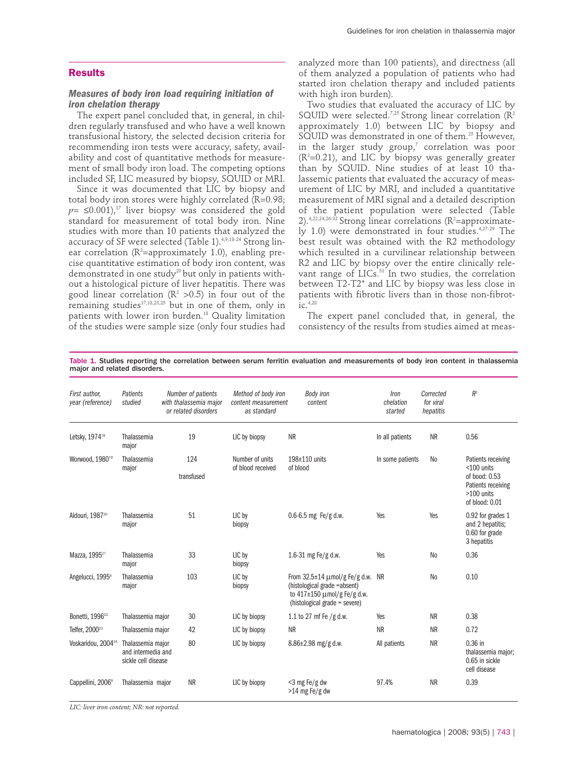## Results

### Measures of body iron load requiring initiation of iron chelation therapy

The expert panel concluded that, in general, in children regularly transfused and who have a well known transfusional history, the selected decision criteria for recommending iron tests were accuracy, safety, availability and cost of quantitative methods for measurement of small body iron load. The competing options included SF, LIC measured by biopsy, SQUID or MRI.

Since it was documented that LIC by biopsy and total body iron stores were highly correlated (R=0.98; $p= \leq 0.001$),[17] liver biopsy was considered the gold standard for measurement of total body iron. Nine studies with more than 10 patients that analyzed the accuracy of SF were selected (Table 1).[4,9,18-24] Strong linear correlation ($R^2$=approximately 1.0), enabling precise quantitative estimation of body iron content, was demonstrated in one study[20] but only in patients without a histological picture of liver hepatitis. There was good linear correlation ($R^2$ >0.5) in four out of the remaining studies[17,18,23,25] but in one of them, only in patients with lower iron burden.[18] Quality limitation of the studies were sample size (only four studies had analyzed more than 100 patients), and directness (all of them analyzed a population of patients who had started iron chelation therapy and included patients with high iron burden).

Two studies that evaluated the accuracy of LIC by SQUID were selected.[7,25] Strong linear correlation ($R^2$ approximately 1.0) between LIC by biopsy and SQUID was demonstrated in one of them.[25] However, in the larger study group,[7] correlation was poor ($R^2$=0.21), and LIC by biopsy was generally greater than by SQUID. Nine studies of at least 10 thalassemic patients that evaluated the accuracy of measurement of LIC by MRI, and included a quantitative measurement of MRI signal and a detailed description of the patient population were selected (Table 2).[4,22,24,26-32] Strong linear correlations ($R^2$=approximately 1.0) were demonstrated in four studies.[4,27-29] The best result was obtained with the R2 methodology which resulted in a curvilinear relationship between R2 and LIC by biopsy over the entire clinically relevant range of LICs.[31] In two studies, the correlation between T2-T2* and LIC by biopsy was less close in patients with fibrotic livers than in those non-fibrotic.[4,28]

The expert panel concluded that, in general, the consistency of the results from studies aimed at meas-

**Table 1.** Studies reporting the correlation between serum ferritin evaluation and measurements of body iron content in thalassemia major and related disorders.

| First author, year (reference) | Patients studied | Number of patients with thalassemia major or related disorders | Method of body iron content measurement as standard | Body iron content | Iron chelation started | Corrected for viral hepatitis | $R^2$ |
|---|---|---|---|---|---|---|---|
| Letsky, 1974[18] | Thalassemia major | 19 | LIC by biopsy | NR | In all patients | NR | 0.56 |
| Worwood, 1980[19] | Thalassemia major | 124 transfused | Number of units of blood received | 198±110 units of blood | In some patients | No | Patients receiving <100 units of bood: 0.53 Patients receiving >100 units of blood: 0.01 |
| Aldouri, 1987[20] | Thalassemia major | 51 | LIC by biopsy | 0.6-6.5 mg Fe/g d.w. | Yes | Yes | 0.92 for grades 1 and 2 hepatitis; 0.60 for grade 3 hepatitis |
| Mazza, 1995[21] | Thalassemia major | 33 | LIC by biopsy | 1.6-31 mg Fe/g d.w. | Yes | No | 0.36 |
| Angelucci, 1995[4] | Thalassemia major | 103 | LIC by biopsy | From 32.5±14 μmol/g Fe/g d.w. (histological grade =absent) to 417±150 μmol/g Fe/g d.w. (histological grade = severe) | NR | No | 0.10 |
| Bonetti, 1996[22] | Thalassemia major | 30 | LIC by biopsy | 1.1 to 27 mf Fe /g d.w. | Yes | NR | 0.38 |
| Telfer, 2000[23] | Thalassemia major | 42 | LIC by biopsy | NR | NR | NR | 0.72 |
| Voskaridou, 2004[24] | Thalassemia major and intermedia and sickle cell disease | 80 | LIC by biopsy | 8.86±2.98 mg/g d.w. | All patients | NR | 0.36 in thalassemia major; 0.65 in sickle cell disease |
| Cappellini, 2006[9] | Thalassemia major | NR | LIC by biopsy | <3 mg Fe/g dw >14 mg Fe/g dw | 97.4% | NR | 0.39 |

*LIC: liver iron content; NR: not reported.*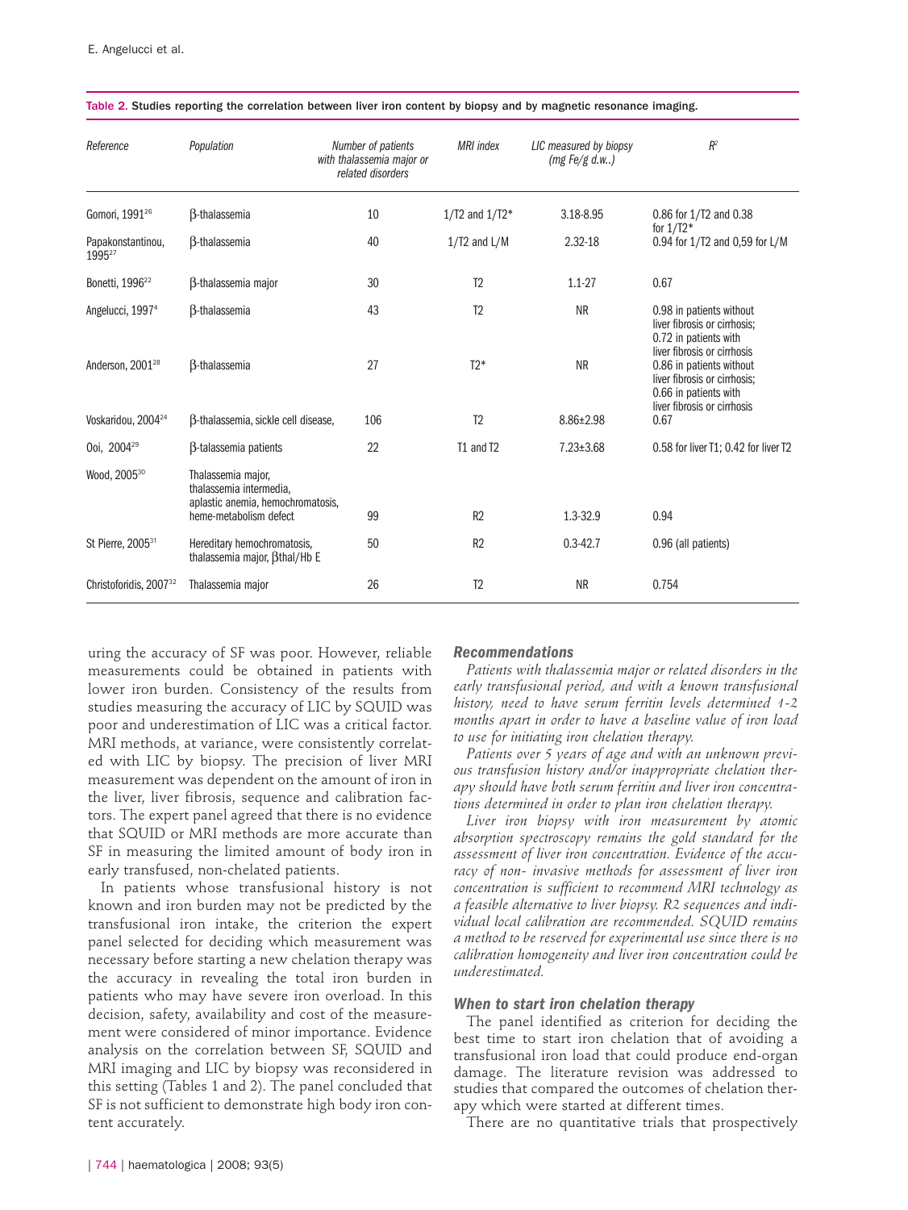**Table 2.** Studies reporting the correlation between liver iron content by biopsy and by magnetic resonance imaging.

| *Reference* | *Population* | *Number of patients with thalassemia major or related disorders* | *MRI index* | *LIC measured by biopsy (mg Fe/g d.w..)* | $R^2$ |
|---|---|---|---|---|---|
| Gomori, 1991[26] | β-thalassemia | 10 | 1/T2 and 1/T2* | 3.18-8.95 | 0.86 for 1/T2 and 0.38 for 1/T2* |
| Papakonstantinou, 1995[27] | β-thalassemia | 40 | 1/T2 and L/M | 2.32-18 | 0.94 for 1/T2 and 0,59 for L/M |
| Bonetti, 1996[22] | β-thalassemia major | 30 | T2 | 1.1-27 | 0.67 |
| Angelucci, 1997[4] | β-thalassemia | 43 | T2 | NR | 0.98 in patients without liver fibrosis or cirrhosis; 0.72 in patients with liver fibrosis or cirrhosis |
| Anderson, 2001[28] | β-thalassemia | 27 | T2* | NR | 0.86 in patients without liver fibrosis or cirrhosis; 0.66 in patients with liver fibrosis or cirrhosis |
| Voskaridou, 2004[24] | β-thalassemia, sickle cell disease, | 106 | T2 | 8.86±2.98 | 0.67 |
| Ooi, 2004[29] | β-talassemia patients | 22 | T1 and T2 | 7.23±3.68 | 0.58 for liver T1; 0.42 for liver T2 |
| Wood, 2005[30] | Thalassemia major, thalassemia intermedia, aplastic anemia, hemochromatosis, heme-metabolism defect | 99 | R2 | 1.3-32.9 | 0.94 |
| St Pierre, 2005[31] | Hereditary hemochromatosis, thalassemia major, βthal/Hb E | 50 | R2 | 0.3-42.7 | 0.96 (all patients) |
| Christoforidis, 2007[32] | Thalassemia major | 26 | T2 | NR | 0.754 |

uring the accuracy of SF was poor. However, reliable measurements could be obtained in patients with lower iron burden. Consistency of the results from studies measuring the accuracy of LIC by SQUID was poor and underestimation of LIC was a critical factor. MRI methods, at variance, were consistently correlated with LIC by biopsy. The precision of liver MRI measurement was dependent on the amount of iron in the liver, liver fibrosis, sequence and calibration factors. The expert panel agreed that there is no evidence that SQUID or MRI methods are more accurate than SF in measuring the limited amount of body iron in early transfused, non-chelated patients.

In patients whose transfusional history is not known and iron burden may not be predicted by the transfusional iron intake, the criterion the expert panel selected for deciding which measurement was necessary before starting a new chelation therapy was the accuracy in revealing the total iron burden in patients who may have severe iron overload. In this decision, safety, availability and cost of the measurement were considered of minor importance. Evidence analysis on the correlation between SF, SQUID and MRI imaging and LIC by biopsy was reconsidered in this setting (Tables 1 and 2). The panel concluded that SF is not sufficient to demonstrate high body iron content accurately.

### Recommendations

*Patients with thalassemia major or related disorders in the early transfusional period, and with a known transfusional history, need to have serum ferritin levels determined 1-2 months apart in order to have a baseline value of iron load to use for initiating iron chelation therapy.*

*Patients over 5 years of age and with an unknown previous transfusion history and/or inappropriate chelation therapy should have both serum ferritin and liver iron concentrations determined in order to plan iron chelation therapy.*

*Liver iron biopsy with iron measurement by atomic absorption spectroscopy remains the gold standard for the assessment of liver iron concentration. Evidence of the accuracy of non- invasive methods for assessment of liver iron concentration is sufficient to recommend MRI technology as a feasible alternative to liver biopsy. R2 sequences and individual local calibration are recommended. SQUID remains a method to be reserved for experimental use since there is no calibration homogeneity and liver iron concentration could be underestimated.*

### When to start iron chelation therapy

The panel identified as criterion for deciding the best time to start iron chelation that of avoiding a transfusional iron load that could produce end-organ damage. The literature revision was addressed to studies that compared the outcomes of chelation therapy which were started at different times.

There are no quantitative trials that prospectively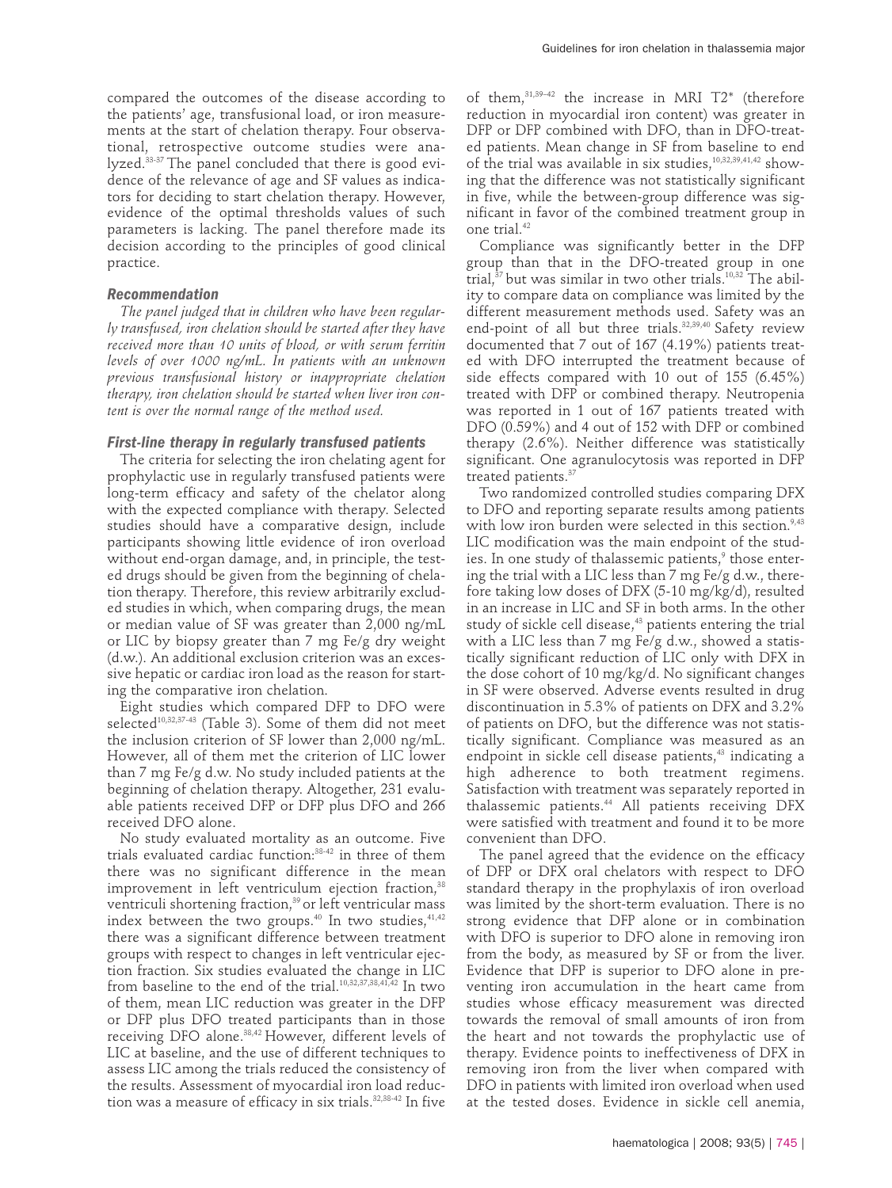compared the outcomes of the disease according to the patients' age, transfusional load, or iron measurements at the start of chelation therapy. Four observational, retrospective outcome studies were analyzed.[33-37] The panel concluded that there is good evidence of the relevance of age and SF values as indicators for deciding to start chelation therapy. However, evidence of the optimal thresholds values of such parameters is lacking. The panel therefore made its decision according to the principles of good clinical practice.

### Recommendation

*The panel judged that in children who have been regularly transfused, iron chelation should be started after they have received more than 10 units of blood, or with serum ferritin levels of over 1000 ng/mL. In patients with an unknown previous transfusional history or inappropriate chelation therapy, iron chelation should be started when liver iron content is over the normal range of the method used.*

### First-line therapy in regularly transfused patients

The criteria for selecting the iron chelating agent for prophylactic use in regularly transfused patients were long-term efficacy and safety of the chelator along with the expected compliance with therapy. Selected studies should have a comparative design, include participants showing little evidence of iron overload without end-organ damage, and, in principle, the tested drugs should be given from the beginning of chelation therapy. Therefore, this review arbitrarily excluded studies in which, when comparing drugs, the mean or median value of SF was greater than 2,000 ng/mL or LIC by biopsy greater than 7 mg Fe/g dry weight (d.w.). An additional exclusion criterion was an excessive hepatic or cardiac iron load as the reason for starting the comparative iron chelation.

Eight studies which compared DFP to DFO were selected[10,32,37-43] (Table 3). Some of them did not meet the inclusion criterion of SF lower than 2,000 ng/mL. However, all of them met the criterion of LIC lower than 7 mg Fe/g d.w. No study included patients at the beginning of chelation therapy. Altogether, 231 evaluable patients received DFP or DFP plus DFO and 266 received DFO alone.

No study evaluated mortality as an outcome. Five trials evaluated cardiac function:[38-42] in three of them there was no significant difference in the mean improvement in left ventriculum ejection fraction,[38] ventriculi shortening fraction,[39] or left ventricular mass index between the two groups.[40] In two studies,[41,42] there was a significant difference between treatment groups with respect to changes in left ventricular ejection fraction. Six studies evaluated the change in LIC from baseline to the end of the trial.[10,32,37,38,41,42] In two of them, mean LIC reduction was greater in the DFP or DFP plus DFO treated participants than in those receiving DFO alone.[38,42] However, different levels of LIC at baseline, and the use of different techniques to assess LIC among the trials reduced the consistency of the results. Assessment of myocardial iron load reduction was a measure of efficacy in six trials.[32,38-42] In five of them,[31,39-42] the increase in MRI T2* (therefore reduction in myocardial iron content) was greater in DFP or DFP combined with DFO, than in DFO-treated patients. Mean change in SF from baseline to end of the trial was available in six studies,[10,32,39,41,42] showing that the difference was not statistically significant in five, while the between-group difference was significant in favor of the combined treatment group in one trial.[42]

Compliance was significantly better in the DFP group than that in the DFO-treated group in one trial,[37] but was similar in two other trials.[10,32] The ability to compare data on compliance was limited by the different measurement methods used. Safety was an end-point of all but three trials.[32,39,40] Safety review documented that 7 out of 167 (4.19%) patients treated with DFO interrupted the treatment because of side effects compared with 10 out of 155 (6.45%) treated with DFP or combined therapy. Neutropenia was reported in 1 out of 167 patients treated with DFO (0.59%) and 4 out of 152 with DFP or combined therapy (2.6%). Neither difference was statistically significant. One agranulocytosis was reported in DFP treated patients.[37]

Two randomized controlled studies comparing DFX to DFO and reporting separate results among patients with low iron burden were selected in this section.[9,43] LIC modification was the main endpoint of the studies. In one study of thalassemic patients,[9] those entering the trial with a LIC less than 7 mg Fe/g d.w., therefore taking low doses of DFX (5-10 mg/kg/d), resulted in an increase in LIC and SF in both arms. In the other study of sickle cell disease,[43] patients entering the trial with a LIC less than 7 mg Fe/g d.w., showed a statistically significant reduction of LIC only with DFX in the dose cohort of 10 mg/kg/d. No significant changes in SF were observed. Adverse events resulted in drug discontinuation in 5.3% of patients on DFX and 3.2% of patients on DFO, but the difference was not statistically significant. Compliance was measured as an endpoint in sickle cell disease patients,[43] indicating a high adherence to both treatment regimens. Satisfaction with treatment was separately reported in thalassemic patients.[44] All patients receiving DFX were satisfied with treatment and found it to be more convenient than DFO.

The panel agreed that the evidence on the efficacy of DFP or DFX oral chelators with respect to DFO standard therapy in the prophylaxis of iron overload was limited by the short-term evaluation. There is no strong evidence that DFP alone or in combination with DFO is superior to DFO alone in removing iron from the body, as measured by SF or from the liver. Evidence that DFP is superior to DFO alone in preventing iron accumulation in the heart came from studies whose efficacy measurement was directed towards the removal of small amounts of iron from the heart and not towards the prophylactic use of therapy. Evidence points to ineffectiveness of DFX in removing iron from the liver when compared with DFO in patients with limited iron overload when used at the tested doses. Evidence in sickle cell anemia,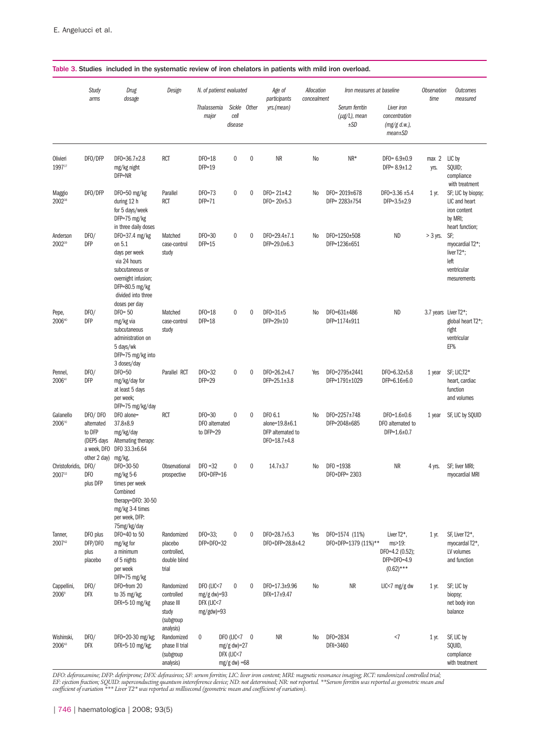**Table 3. Studies included in the systematic review of iron chelators in patients with mild iron overload.**

| | Study arms | Drug dosage | Design | N. of patient evaluated | | | Age of participants yrs.(mean) | Allocation concealment | Iron measures at baseline | | Observation time | Outcomes measured |
|---|---|---|---|---|---|---|---|---|---|---|---|---|
| | | | | Thalassemia major | Sickle cell disease | Other | | | Serum ferritin (μg/L), mean ±SD | Liver iron concentration (mg/g d.w.), mean±SD | | |
| Olivieri 1997[37] | DFO/DFP | DFO=36.7±2.8 mg/kg night DFP=NR | RCT | DFO=18 DFP=19 | 0 | 0 | NR | No | NR* | DFO= 6.9±0.9 DFP= 8.9±1.2 | max 2 yrs. | LIC by SQUID; compliance with treatment |
| Maggio 2002[38] | DFO/DFP | DFO=50 mg/kg during 12 h for 5 days/week DFP=75 mg/kg in three daily doses | Parallel RCT | DFO=73 DFP=71 | 0 | 0 | DFO= 21±4.2 DFO= 20±5.3 | No | DFO= 2019±678 DFP= 2283±754 | DFO=3.36 ±5.4 DFP=3.5±2.9 | 1 yr. | SF; LIC by biopsy; LIC and heart iron content by MRI; heart function; |
| Anderson 2002[39] | DFO/ DFP | DFO=37.4 mg/kg on 5.1 days per week via 24 hours subcutaneous or overnight infusion; DFP=80.5 mg/kg divided into three doses per day | Matched case-control study | DFO=30 DFP=15 | 0 | 0 | DFO=29.4±7.1 DFP=29.0±6.3 | No | DFO=1250±508 DFP=1236±651 | ND | > 3 yrs. | SF; myocardial T2*; liver T2*; left ventricular mesurements |
| Pepe, 2006[40] | DFO/ DFP | DFO= 50 mg/kg via subcutaneous administration on 5 days/wk DFP=75 mg/kg into 3 doses/day | Matched case-control study | DFO=18 DFP=18 | 0 | 0 | DFO=31±5 DFP=29±10 | No | DFO=631±486 DFP=1174±911 | ND | 3.7 years | Liver T2*; global heart T2*; right ventricular EF% |
| Pennel, 2006[41] | DFO/ DFP | DFO=50 mg/kg/day for at least 5 days per week; DFP=75 mg/kg/day | Parallel RCT | DFO=32 DFP=29 | 0 | 0 | DFO=26.2±4.7 DFP=25.1±3.8 | Yes | DFO=2795±2441 DFP=1791±1029 | DFO=6.32±5.8 DFP=6.16±6.0 | 1 year | SF; LIC;T2* heart, cardiac function and volumes |
| Galanello 2006[10] | DFO/ DFO alternated to DFP (DEP5 days a week, DFO other 2 day) | DFO alone= 37.8±8.9 mg/kg/day Alternating therapy: DFO 33.3±6.64 mg/kg, | RCT | DFO=30 DFO alternated to DFP=29 | 0 | 0 | DFO 6.1 alone=19.8±6.1 DFP alternated to DFO=18.7±4.8 | No | DFO=2257±748 DFP=2048±685 | DFO=1.6±0.6 DFO alternated to DFP=1.6±0.7 | 1 year | SF, LIC by SQUID |
| Christoforidis, 2007[32] | DFO/ DFO plus DFP | DFO=30-50 mg/kg 5-6 times per week Combined therapy=DFO: 30-50 mg/kg 3-4 times per week, DFP: 75mg/kg/day | Observational prospective | DFO =32 DFO+DFP=16 | 0 | 0 | 14.7±3.7 | No | DFO =1938 DFO+DFP= 2303 | NR | 4 yrs. | SF; liver MRI; myocardial MRI |
| Tanner, 2007[42] | DFO plus DFP/DFO plus placebo | DFO=40 to 50 mg/kg for a minimum of 5 nights per week DFP=75 mg/kg | Randomized placebo controlled, double blind trial | DFO=33; DFP+DFO=32 | 0 | 0 | DFO=28.7±5.3 DFO+DFP=28.8±4.2 | Yes | DFO=1574 (11%) DFO+DFP=1379 (11%)** | Liver T2*, ms>19: DFO=4.2 (0.52); DFP+DFO=4.9 (0.62)*** | 1 yr. | SF, Liver T2*, myocardial T2*, LV volumes and function |
| Cappellini, 2006[9] | DFO/ DFX | DFO=from 20 to 35 mg/kg; DFX=5-10 mg/kg | Randomized controlled phase III study (subgroup analysis) | DFO (LIC<7 mg/g dw)=93 DFX (LIC<7 mg/gdw)=93 | 0 | 0 | DFO=17.3±9.96 DFX=17±9.47 | No | NR | LIC<7 mg/g dw | 1 yr. | SF; LIC by biopsy; net body iron balance |
| Wishinski, 2006[43] | DFO/ DFX | DFO=20-30 mg/kg; DFX=5-10 mg/kg; | Randomized phase II trial (subgroup analysis) | 0 | DFO (LIC<7 mg/g dw)=27 DFX (LIC<7 mg/g dw) =68 | 0 | NR | No | DFO=2834 DFX=3460 | <7 | 1 yr. | SF, LIC by SQUID, compliance with treatment |

*DFO: deferoxamine; DFP: deferiprone; DFX: deferasirox; SF: serum ferritin; LIC: liver iron content; MRI: magnetic resonance imaging; RCT: randomized controlled trial; EF: ejection fraction; SQUID: superconducting quantum intereference device; ND: not determined; NR: not reported. \*\*Serum ferritin was reported as geometric mean and coefficient of variation \*\*\* Liver T2\* was reported as millisecond (geometric mean and coefficient of variation).*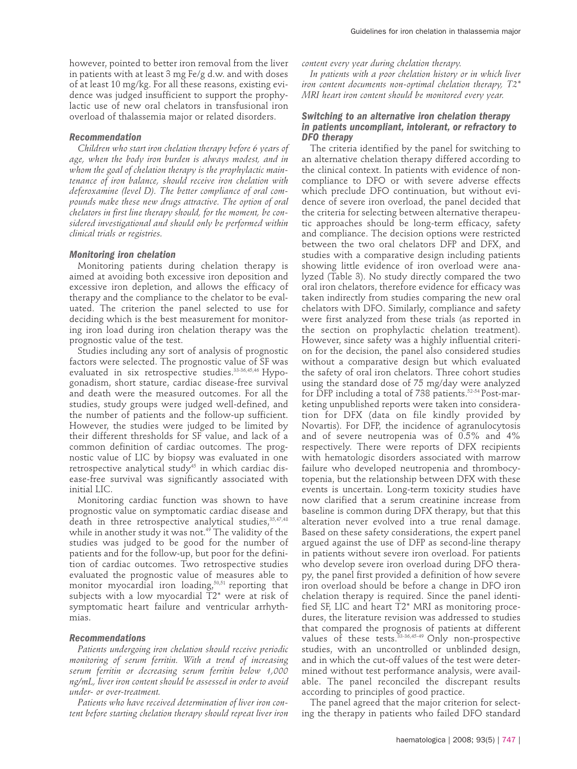however, pointed to better iron removal from the liver in patients with at least 3 mg Fe/g d.w. and with doses of at least 10 mg/kg. For all these reasons, existing evidence was judged insufficient to support the prophylactic use of new oral chelators in transfusional iron overload of thalassemia major or related disorders.

#### Recommendation

*Children who start iron chelation therapy before 6 years of age, when the body iron burden is always modest, and in whom the goal of chelation therapy is the prophylactic maintenance of iron balance, should receive iron chelation with deferoxamine (level D). The better compliance of oral compounds make these new drugs attractive. The option of oral chelators in first line therapy should, for the moment, be considered investigational and should only be performed within clinical trials or registries.*

#### Monitoring iron chelation

Monitoring patients during chelation therapy is aimed at avoiding both excessive iron deposition and excessive iron depletion, and allows the efficacy of therapy and the compliance to the chelator to be evaluated. The criterion the panel selected to use for deciding which is the best measurement for monitoring iron load during iron chelation therapy was the prognostic value of the test.

Studies including any sort of analysis of prognostic factors were selected. The prognostic value of SF was evaluated in six retrospective studies.[33-36,45,46] Hypogonadism, short stature, cardiac disease-free survival and death were the measured outcomes. For all the studies, study groups were judged well-defined, and the number of patients and the follow-up sufficient. However, the studies were judged to be limited by their different thresholds for SF value, and lack of a common definition of cardiac outcomes. The prognostic value of LIC by biopsy was evaluated in one retrospective analytical study[45] in which cardiac disease-free survival was significantly associated with initial LIC.

Monitoring cardiac function was shown to have prognostic value on symptomatic cardiac disease and death in three retrospective analytical studies,[35,47,48] while in another study it was not.[49] The validity of the studies was judged to be good for the number of patients and for the follow-up, but poor for the definition of cardiac outcomes. Two retrospective studies evaluated the prognostic value of measures able to monitor myocardial iron loading,[50,51] reporting that subjects with a low myocardial T2* were at risk of symptomatic heart failure and ventricular arrhythmias.

#### Recommendations

*Patients undergoing iron chelation should receive periodic monitoring of serum ferritin. With a trend of increasing serum ferritin or decreasing serum ferritin below 1,000 ng/mL, liver iron content should be assessed in order to avoid under- or over-treatment.*

*Patients who have received determination of liver iron content before starting chelation therapy should repeat liver iron content every year during chelation therapy.*

*In patients with a poor chelation history or in which liver iron content documents non-optimal chelation therapy, T2* MRI heart iron content should be monitored every year.*

#### Switching to an alternative iron chelation therapy in patients uncompliant, intolerant, or refractory to DFO therapy

The criteria identified by the panel for switching to an alternative chelation therapy differed according to the clinical context. In patients with evidence of non-compliance to DFO or with severe adverse effects which preclude DFO continuation, but without evidence of severe iron overload, the panel decided that the criteria for selecting between alternative therapeutic approaches should be long-term efficacy, safety and compliance. The decision options were restricted between the two oral chelators DFP and DFX, and studies with a comparative design including patients showing little evidence of iron overload were analyzed (Table 3). No study directly compared the two oral iron chelators, therefore evidence for efficacy was taken indirectly from studies comparing the new oral chelators with DFO. Similarly, compliance and safety were first analyzed from these trials (as reported in the section on prophylactic chelation treatment). However, since safety was a highly influential criterion for the decision, the panel also considered studies without a comparative design but which evaluated the safety of oral iron chelators. Three cohort studies using the standard dose of 75 mg/day were analyzed for DFP including a total of 738 patients.[52-54] Post-marketing unpublished reports were taken into consideration for DFX (data on file kindly provided by Novartis). For DFP, the incidence of agranulocytosis and of severe neutropenia was of 0.5% and 4% respectively. There were reports of DFX recipients with hematologic disorders associated with marrow failure who developed neutropenia and thrombocytopenia, but the relationship between DFX with these events is uncertain. Long-term toxicity studies have now clarified that a serum creatinine increase from baseline is common during DFX therapy, but that this alteration never evolved into a true renal damage. Based on these safety considerations, the expert panel argued against the use of DFP as second-line therapy in patients without severe iron overload. For patients who develop severe iron overload during DFO therapy, the panel first provided a definition of how severe iron overload should be before a change in DFO iron chelation therapy is required. Since the panel identified SF, LIC and heart T2* MRI as monitoring procedures, the literature revision was addressed to studies that compared the prognosis of patients at different values of these tests.[33-36,45-49] Only non-prospective studies, with an uncontrolled or unblinded design, and in which the cut-off values of the test were determined without test performance analysis, were available. The panel reconciled the discrepant results according to principles of good practice.

The panel agreed that the major criterion for selecting the therapy in patients who failed DFO standard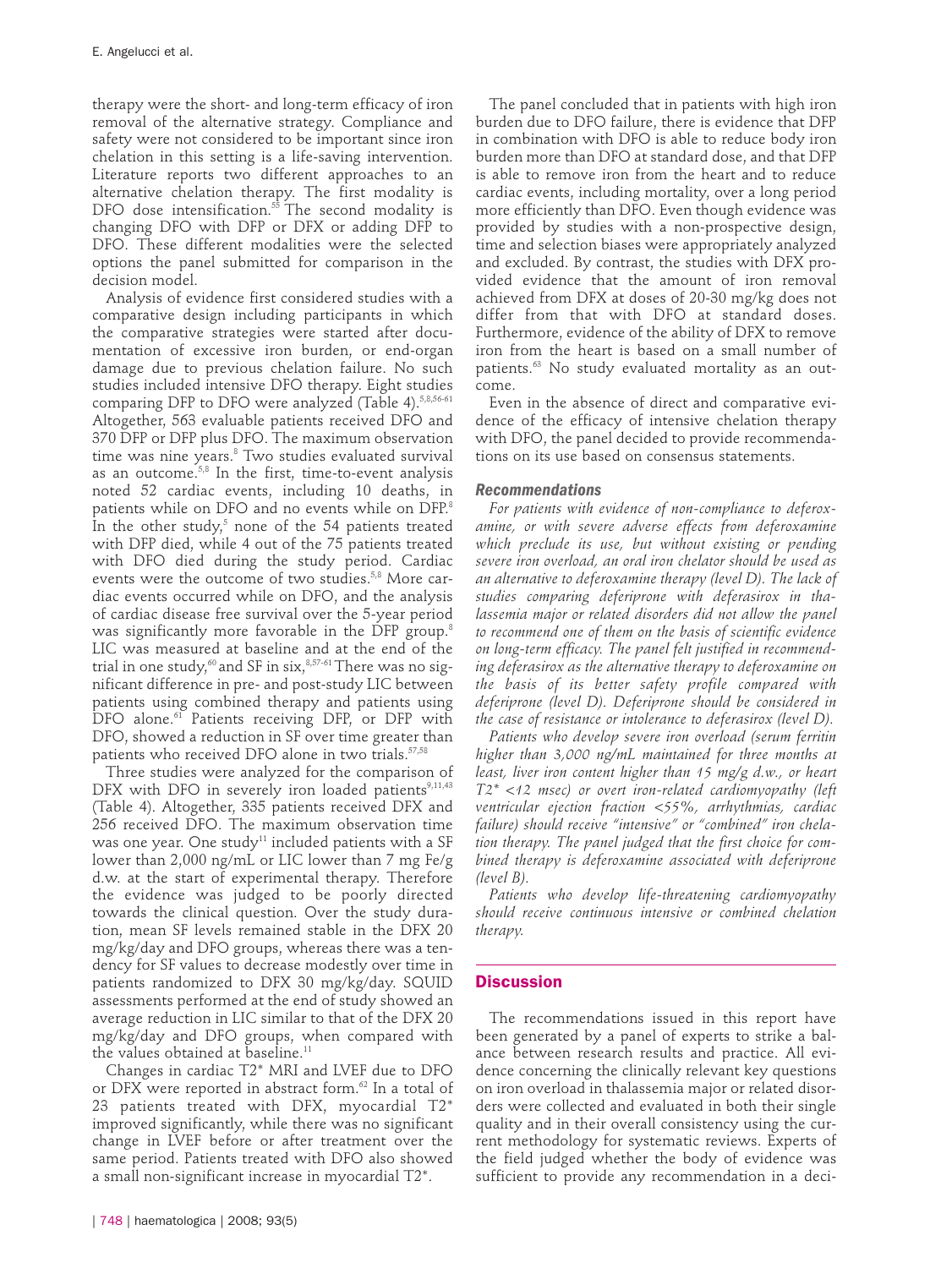therapy were the short- and long-term efficacy of iron removal of the alternative strategy. Compliance and safety were not considered to be important since iron chelation in this setting is a life-saving intervention. Literature reports two different approaches to an alternative chelation therapy. The first modality is DFO dose intensification.[55] The second modality is changing DFO with DFP or DFX or adding DFP to DFO. These different modalities were the selected options the panel submitted for comparison in the decision model.

Analysis of evidence first considered studies with a comparative design including participants in which the comparative strategies were started after documentation of excessive iron burden, or end-organ damage due to previous chelation failure. No such studies included intensive DFO therapy. Eight studies comparing DFP to DFO were analyzed (Table 4).[5,8,56-61] Altogether, 563 evaluable patients received DFO and 370 DFP or DFP plus DFO. The maximum observation time was nine years.[8] Two studies evaluated survival as an outcome.[5,8] In the first, time-to-event analysis noted 52 cardiac events, including 10 deaths, in patients while on DFO and no events while on DFP.[8] In the other study,[5] none of the 54 patients treated with DFP died, while 4 out of the 75 patients treated with DFO died during the study period. Cardiac events were the outcome of two studies.[5,8] More cardiac events occurred while on DFO, and the analysis of cardiac disease free survival over the 5-year period was significantly more favorable in the DFP group.[8] LIC was measured at baseline and at the end of the trial in one study,[60] and SF in six,[8,57-61] There was no significant difference in pre- and post-study LIC between patients using combined therapy and patients using DFO alone.[61] Patients receiving DFP, or DFP with DFO, showed a reduction in SF over time greater than patients who received DFO alone in two trials.[57,58]

Three studies were analyzed for the comparison of DFX with DFO in severely iron loaded patients[9,11,43] (Table 4). Altogether, 335 patients received DFX and 256 received DFO. The maximum observation time was one year. One study[11] included patients with a SF lower than 2,000 ng/mL or LIC lower than 7 mg Fe/g d.w. at the start of experimental therapy. Therefore the evidence was judged to be poorly directed towards the clinical question. Over the study duration, mean SF levels remained stable in the DFX 20 mg/kg/day and DFO groups, whereas there was a tendency for SF values to decrease modestly over time in patients randomized to DFX 30 mg/kg/day. SQUID assessments performed at the end of study showed an average reduction in LIC similar to that of the DFX 20 mg/kg/day and DFO groups, when compared with the values obtained at baseline.[11]

Changes in cardiac T2* MRI and LVEF due to DFO or DFX were reported in abstract form.[62] In a total of 23 patients treated with DFX, myocardial T2* improved significantly, while there was no significant change in LVEF before or after treatment over the same period. Patients treated with DFO also showed a small non-significant increase in myocardial T2*.

The panel concluded that in patients with high iron burden due to DFO failure, there is evidence that DFP in combination with DFO is able to reduce body iron burden more than DFO at standard dose, and that DFP is able to remove iron from the heart and to reduce cardiac events, including mortality, over a long period more efficiently than DFO. Even though evidence was provided by studies with a non-prospective design, time and selection biases were appropriately analyzed and excluded. By contrast, the studies with DFX provided evidence that the amount of iron removal achieved from DFX at doses of 20-30 mg/kg does not differ from that with DFO at standard doses. Furthermore, evidence of the ability of DFX to remove iron from the heart is based on a small number of patients.[63] No study evaluated mortality as an outcome.

Even in the absence of direct and comparative evidence of the efficacy of intensive chelation therapy with DFO, the panel decided to provide recommendations on its use based on consensus statements.

### Recommendations

*For patients with evidence of non-compliance to deferoxamine, or with severe adverse effects from deferoxamine which preclude its use, but without existing or pending severe iron overload, an oral iron chelator should be used as an alternative to deferoxamine therapy (level D). The lack of studies comparing deferiprone with deferasirox in thalassemia major or related disorders did not allow the panel to recommend one of them on the basis of scientific evidence on long-term efficacy. The panel felt justified in recommending deferasirox as the alternative therapy to deferoxamine on the basis of its better safety profile compared with deferiprone (level D). Deferiprone should be considered in the case of resistance or intolerance to deferasirox (level D).*

*Patients who develop severe iron overload (serum ferritin higher than 3,000 ng/mL maintained for three months at least, liver iron content higher than 15 mg/g d.w., or heart T2* <12 msec) or overt iron-related cardiomyopathy (left ventricular ejection fraction <55%, arrhythmias, cardiac failure) should receive "intensive" or "combined" iron chelation therapy. The panel judged that the first choice for combined therapy is deferoxamine associated with deferiprone (level B).*

*Patients who develop life-threatening cardiomyopathy should receive continuous intensive or combined chelation therapy.*

## Discussion

The recommendations issued in this report have been generated by a panel of experts to strike a balance between research results and practice. All evidence concerning the clinically relevant key questions on iron overload in thalassemia major or related disorders were collected and evaluated in both their single quality and in their overall consistency using the current methodology for systematic reviews. Experts of the field judged whether the body of evidence was sufficient to provide any recommendation in a deci-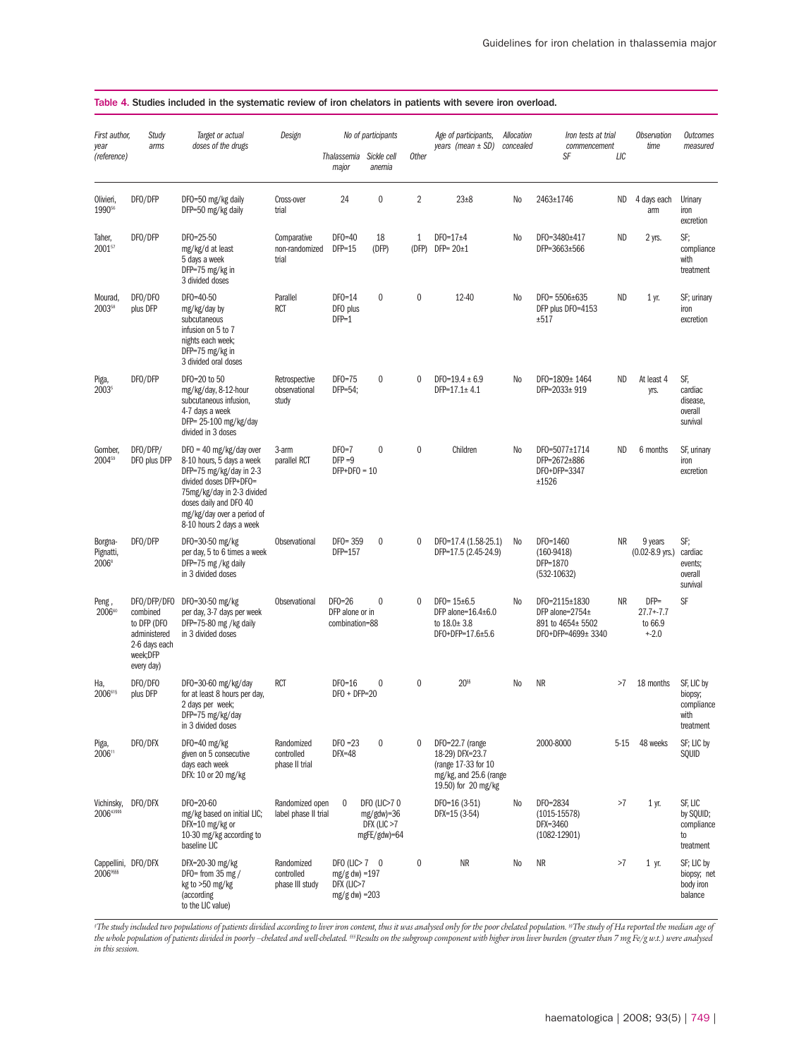**Table 4. Studies included in the systematic review of iron chelators in patients with severe iron overload.**

| First author, year (reference) | Study arms | Target or actual doses of the drugs | Design | No of participants | | | Age of participants, years (mean ± SD) | Allocation concealed | Iron tests at trial commencement | | Observation time | Outcomes measured |
|---|---|---|---|---|---|---|---|---|---|---|---|---|
| | | | | Thalassemia major | Sickle cell anemia | Other | | | SF | LIC | | |
| Olivieri, 1990[56] | DFO/DFP | DFO=50 mg/kg daily DFP=50 mg/kg daily | Cross-over trial | 24 | 0 | 2 | 23±8 | No | 2463±1746 | ND | 4 days each arm | Urinary iron excretion |
| Taher, 2001[57] | DFO/DFP | DFO=25-50 mg/kg/d at least 5 days a week DFP=75 mg/kg in 3 divided doses | Comparative non-randomized trial | DFO=40 DFP=15 | 18 (DFP) | 1 (DFP) | DFO=17±4 DFP= 20±1 | No | DFO=3480±417 DFP=3663±566 | ND | 2 yrs. | SF; compliance with treatment |
| Mourad, 2003[58] | DFO/DFO plus DFP | DFO=40-50 mg/kg/day by subcutaneous infusion on 5 to 7 nights each week; DFP=75 mg/kg in 3 divided oral doses | Parallel RCT | DFO=14 DFO plus DFP=1 | 0 | 0 | 12-40 | No | DFO= 5506±635 DFP plus DFO=4153 ±517 | ND | 1 yr. | SF; urinary iron excretion |
| Piga, 2003[5] | DFO/DFP | DFO=20 to 50 mg/kg/day, 8-12-hour subcutaneous infusion, 4-7 days a week DFP= 25-100 mg/kg/day divided in 3 doses | Retrospective observational study | DFO=75 DFP=54; | 0 | 0 | DFO=19.4 ± 6.9 DFP=17.1± 4.1 | No | DFO=1809± 1464 DFP=2033± 919 | ND | At least 4 yrs. | SF, cardiac disease, overall survival |
| Gomber, 2004[59] | DFO/DFP/ DFO plus DFP | DFO = 40 mg/kg/day over 8-10 hours, 5 days a week DFP=75 mg/kg/day in 2-3 divided doses DFP+DFO= 75mg/kg/day in 2-3 divided doses daily and DFO 40 mg/kg/day over a period of 8-10 hours 2 days a week | 3-arm parallel RCT | DFO=7 DFP =9 DFP+DFO = 10 | 0 | 0 | Children | No | DFO=5077±1714 DFP=2672±886 DFO+DFP=3347 ±1526 | ND | 6 months | SF, urinary iron excretion |
| Borgna-Pignatti, 2006[6] | DFO/DFP | DFO=30-50 mg/kg per day, 5 to 6 times a week DFP=75 mg /kg daily in 3 divided doses | Observational | DFO= 359 DFP=157 | 0 | 0 | DFO=17.4 (1.58-25.1) DFP=17.5 (2.45-24.9) | No | DFO=1460 (160-9418) DFP=1870 (532-10632) | NR | 9 years (0.02-8.9 yrs.) | SF; cardiac events; overall survival |
| Peng , 2006[60] | DFO/DFP/DFO combined to DFP (DFO administered 2-6 days each week;DFP every day) | DFO=30-50 mg/kg per day, 3-7 days per week DFP=75-80 mg /kg daily in 3 divided doses | Observational | DFO=26 DFP alone or in combination=88 | 0 | 0 | DFO= 15±6.5 DFP alone=16.4±6.0 to 18.0± 3.8 DFO+DFP=17.6±5.6 | No | DFO=2115±1830 DFP alone=2754± 891 to 4654± 5502 DFO+DFP=4699± 3340 | NR | DFP= 27.7+-7.7 to 66.9 +-2.0 | SF |
| Ha, 2006[61§] | DFO/DFO plus DFP | DFO=30-60 mg/kg/day for at least 8 hours per day, 2 days per week; DFP=75 mg/kg/day in 3 divided doses | RCT | DFO=16 DFO + DFP=20 | 0 | 0 | 20[§§] | No | NR | >7 | 18 months | SF, LIC by biopsy; compliance with treatment |
| Piga, 2006[11] | DFO/DFX | DFO=40 mg/kg given on 5 consecutive days each week DFX: 10 or 20 mg/kg | Randomized controlled phase II trial | DFO =23 DFX=48 | 0 | 0 | DFO=22.7 (range 18-29) DFX=23.7 (range 17-33 for 10 mg/kg, and 25.6 (range 19.50) for 20 mg/kg | | 2000-8000 | 5-15 | 48 weeks | SF; LIC by SQUID |
| Vichinsky, 2006[43§§§] | DFO/DFX | DFO=20-60 mg/kg based on initial LIC; DFX=10 mg/kg or 10-30 mg/kg according to baseline LIC | Randomized open label phase II trial | 0 | DFO (LIC>7 0 mg/gdw)=36 DFX (LIC >7 mgFE/gdw)=64 | | DFO=16 (3-51) DFX=15 (3-54) | No | DFO=2834 (1015-15578) DFX=3460 (1082-12901) | >7 | 1 yr. | SF, LIC by SQUID; compliance to treatment |
| Cappellini, 2006[9§§§] | DFO/DFX | DFX=20-30 mg/kg DFO= from 35 mg / kg to >50 mg/kg (according to the LIC value) | Randomized controlled phase III study | DFO (LIC> 7 mg/g dw) =197 DFX (LIC>7 mg/g dw) =203 | 0 | 0 | NR | No | NR | >7 | 1 yr. | SF; LIC by biopsy; net body iron balance |

*§The study included two populations of patients divided according to liver iron content, thus it was analysed only for the poor chelated population. §§The study of Ha reported the median age of the whole population of patients divided in poorly –chelated and well-chelated. §§§Results on the subgroup component with higher iron liver burden (greater than 7 mg Fe/g w.t.) were analysed in this session.*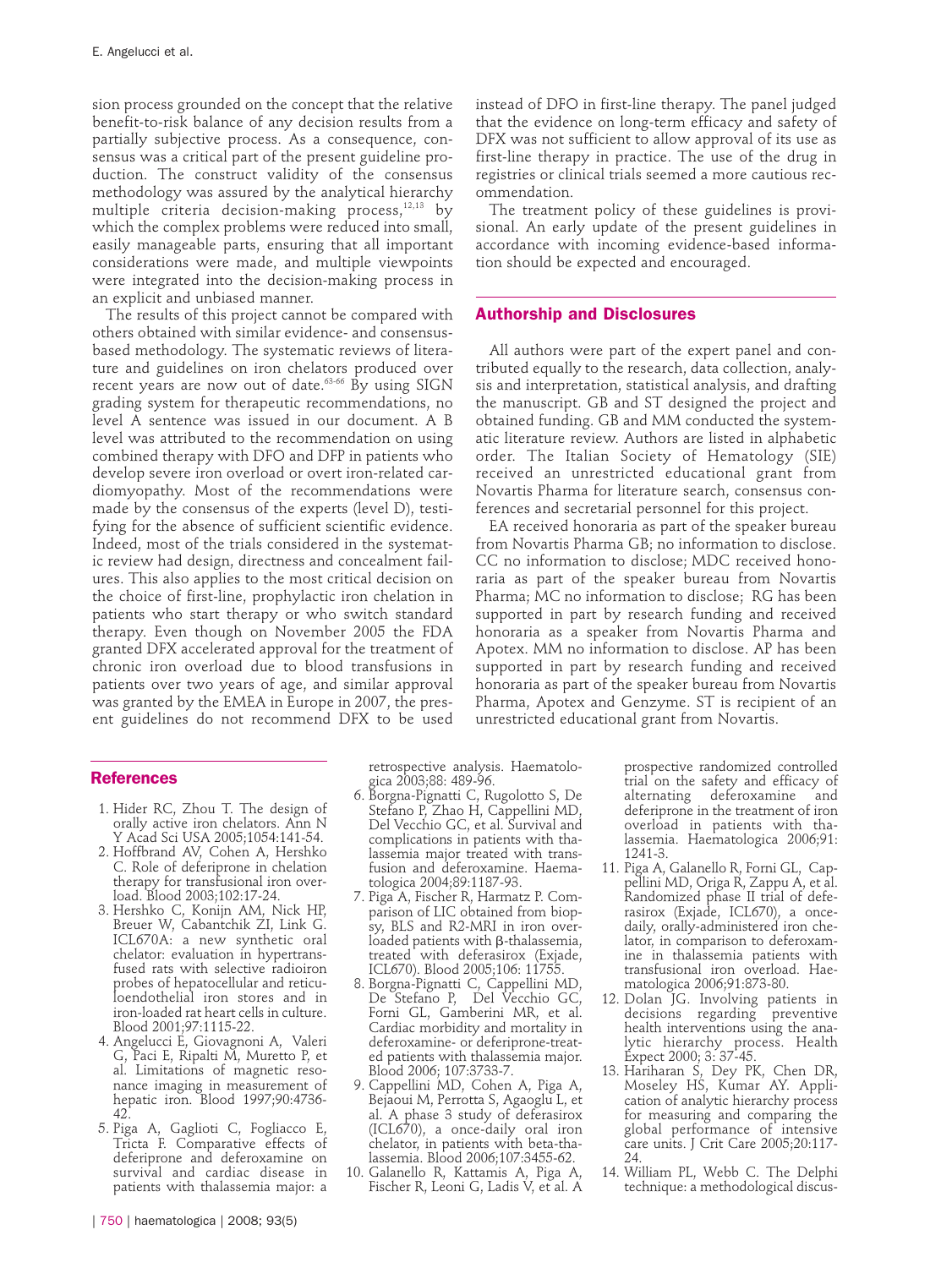sion process grounded on the concept that the relative benefit-to-risk balance of any decision results from a partially subjective process. As a consequence, consensus was a critical part of the present guideline production. The construct validity of the consensus methodology was assured by the analytical hierarchy multiple criteria decision-making process,[12,13] by which the complex problems were reduced into small, easily manageable parts, ensuring that all important considerations were made, and multiple viewpoints were integrated into the decision-making process in an explicit and unbiased manner.

The results of this project cannot be compared with others obtained with similar evidence- and consensus-based methodology. The systematic reviews of literature and guidelines on iron chelators produced over recent years are now out of date.[63-66] By using SIGN grading system for therapeutic recommendations, no level A sentence was issued in our document. A B level was attributed to the recommendation on using combined therapy with DFO and DFP in patients who develop severe iron overload or overt iron-related cardiomyopathy. Most of the recommendations were made by the consensus of the experts (level D), testifying for the absence of sufficient scientific evidence. Indeed, most of the trials considered in the systematic review had design, directness and concealment failures. This also applies to the most critical decision on the choice of first-line, prophylactic iron chelation in patients who start therapy or who switch standard therapy. Even though on November 2005 the FDA granted DFX accelerated approval for the treatment of chronic iron overload due to blood transfusions in patients over two years of age, and similar approval was granted by the EMEA in Europe in 2007, the present guidelines do not recommend DFX to be used instead of DFO in first-line therapy. The panel judged that the evidence on long-term efficacy and safety of DFX was not sufficient to allow approval of its use as first-line therapy in practice. The use of the drug in registries or clinical trials seemed a more cautious recommendation.

The treatment policy of these guidelines is provisional. An early update of the present guidelines in accordance with incoming evidence-based information should be expected and encouraged.

## Authorship and Disclosures

All authors were part of the expert panel and contributed equally to the research, data collection, analysis and interpretation, statistical analysis, and drafting the manuscript. GB and ST designed the project and obtained funding. GB and MM conducted the systematic literature review. Authors are listed in alphabetic order. The Italian Society of Hematology (SIE) received an unrestricted educational grant from Novartis Pharma for literature search, consensus conferences and secretarial personnel for this project.

EA received honoraria as part of the speaker bureau from Novartis Pharma GB; no information to disclose. CC no information to disclose; MDC received honoraria as part of the speaker bureau from Novartis Pharma; MC no information to disclose; RG has been supported in part by research funding and received honoraria as a speaker from Novartis Pharma and Apotex. MM no information to disclose. AP has been supported in part by research funding and received honoraria as part of the speaker bureau from Novartis Pharma, Apotex and Genzyme. ST is recipient of an unrestricted educational grant from Novartis.

## References

1. Hider RC, Zhou T. The design of orally active iron chelators. Ann N Y Acad Sci USA 2005;1054:141-54.
2. Hoffbrand AV, Cohen A, Hershko C. Role of deferiprone in chelation therapy for transfusional iron overload. Blood 2003;102:17-24.
3. Hershko C, Konijn AM, Nick HP, Breuer W, Cabantchik ZI, Link G. ICL670A: a new synthetic oral chelator: evaluation in hypertransfused rats with selective radioiron probes of hepatocellular and reticuloendothelial iron stores and in iron-loaded rat heart cells in culture. Blood 2001;97:1115-22.
4. Angelucci E, Giovagnoni A, Valeri G, Paci E, Ripalti M, Muretto P, et al. Limitations of magnetic resonance imaging in measurement of hepatic iron. Blood 1997;90:4736-42.
5. Piga A, Gaglioti C, Fogliacco E, Tricta F. Comparative effects of deferiprone and deferoxamine on survival and cardiac disease in patients with thalassemia major: a retrospective analysis. Haematologica 2003;88: 489-96.
6. Borgna-Pignatti C, Rugolotto S, De Stefano P, Zhao H, Cappellini MD, Del Vecchio GC, et al. Survival and complications in patients with thalassemia major treated with transfusion and deferoxamine. Haematologica 2004;89:1187-93.
7. Piga A, Fischer R, Harmatz P. Comparison of LIC obtained from biopsy, BLS and R2-MRI in iron overloaded patients with β-thalassemia, treated with deferasirox (Exjade, ICL670). Blood 2005;106: 11755.
8. Borgna-Pignatti C, Cappellini MD, De Stefano P, Del Vecchio GC, Forni GL, Gamberini MR, et al. Cardiac morbidity and mortality in deferoxamine- or deferiprone-treated patients with thalassemia major. Blood 2006; 107:3733-7.
9. Cappellini MD, Cohen A, Piga A, Bejaoui M, Perrotta S, Agaoglu L, et al. A phase 3 study of deferasirox (ICL670), a once-daily oral iron chelator, in patients with beta-thalassemia. Blood 2006;107:3455-62.
10. Galanello R, Kattamis A, Piga A, Fischer R, Leoni G, Ladis V, et al. A prospective randomized controlled trial on the safety and efficacy of alternating deferoxamine and deferiprone in the treatment of iron overload in patients with thalassemia. Haematologica 2006;91: 1241-3.
11. Piga A, Galanello R, Forni GL, Cappellini MD, Origa R, Zappu A, et al. Randomized phase II trial of deferasirox (Exjade, ICL670), a once-daily, orally-administered iron chelator, in comparison to deferoxamine in thalassemia patients with transfusional iron overload. Haematologica 2006;91:873-80.
12. Dolan JG. Involving patients in decisions regarding preventive health interventions using the analytic hierarchy process. Health Expect 2000; 3: 37-45.
13. Hariharan S, Dey PK, Chen DR, Moseley HS, Kumar AY. Application of analytic hierarchy process for measuring and comparing the global performance of intensive care units. J Crit Care 2005;20:117-24.
14. William PL, Webb C. The Delphi technique: a methodological discus-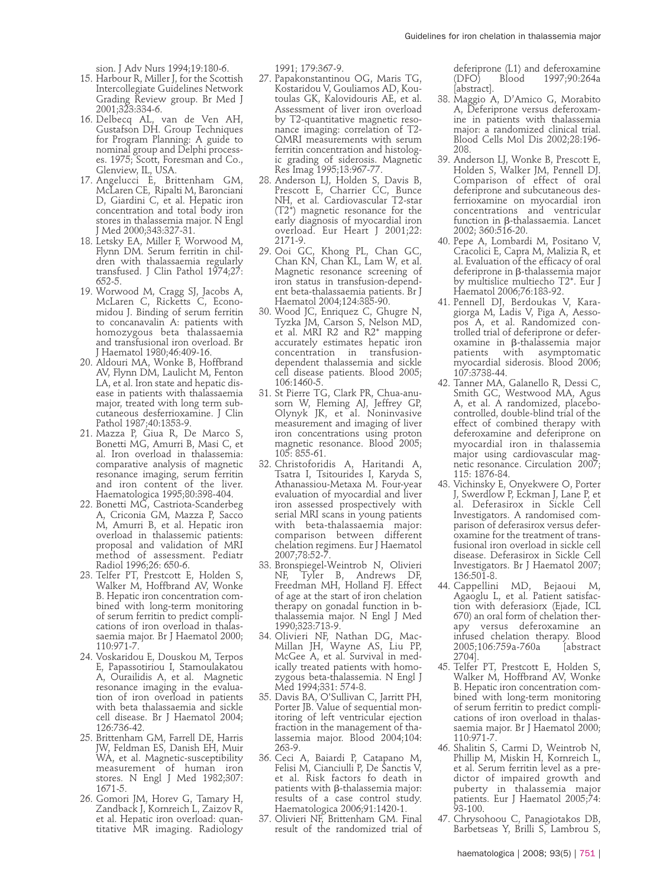sion. J Adv Nurs 1994;19:180-6.

15. Harbour R, Miller J, for the Scottish Intercollegiate Guidelines Network Grading Review group. Br Med J 2001;323:334-6.
16. Delbecq AL, van de Ven AH, Gustafson DH. Group Techniques for Program Planning: A guide to nominal group and Delphi processes. 1975; Scott, Foresman and Co., Glenview, IL, USA.
17. Angelucci E, Brittenham GM, McLaren CE, Ripalti M, Baronciani D, Giardini C, et al. Hepatic iron concentration and total body iron stores in thalassemia major. N Engl J Med 2000;343:327-31.
18. Letsky EA, Miller F, Worwood M, Flynn DM. Serum ferritin in children with thalassaemia regularly transfused. J Clin Pathol 1974;27:652-5.
19. Worwood M, Cragg SJ, Jacobs A, McLaren C, Ricketts C, Economidou J. Binding of serum ferritin to concanavalin A: patients with homozygous beta thalassaemia and transfusional iron overload. Br J Haematol 1980;46:409-16.
20. Aldouri MA, Wonke B, Hoffbrand AV, Flynn DM, Laulicht M, Fenton LA, et al. Iron state and hepatic disease in patients with thalassaemia major, treated with long term subcutaneous desferrioxamine. J Clin Pathol 1987;40:1353-9.
21. Mazza P, Giua R, De Marco S, Bonetti MG, Amurri B, Masi C, et al. Iron overload in thalassemia: comparative analysis of magnetic resonance imaging, serum ferritin and iron content of the liver. Haematologica 1995;80:398-404.
22. Bonetti MG, Castriota-Scanderbeg A, Criconia GM, Mazza P, Sacco M, Amurri B, et al. Hepatic iron overload in thalassemic patients: proposal and validation of MRI method of assessment. Pediatr Radiol 1996;26: 650-6.
23. Telfer PT, Prestcott E, Holden S, Walker M, Hoffbrand AV, Wonke B. Hepatic iron concentration combined with long-term monitoring of serum ferritin to predict complications of iron overload in thalassaemia major. Br J Haematol 2000; 110:971-7.
24. Voskaridou E, Douskou M, Terpos E, Papassotiriou I, Stamoulakatou A, Ourailidis A, et al. Magnetic resonance imaging in the evaluation of iron overload in patients with beta thalassaemia and sickle cell disease. Br J Haematol 2004; 126:736-42.
25. Brittenham GM, Farrell DE, Harris JW, Feldman ES, Danish EH, Muir WA, et al. Magnetic-susceptibility measurement of human iron stores. N Engl J Med 1982;307: 1671-5.
26. Gomori JM, Horev G, Tamary H, Zandback J, Kornreich L, Zaizov R, et al. Hepatic iron overload: quantitative MR imaging. Radiology 1991; 179:367-9.
27. Papakonstantinou OG, Maris TG, Kostaridou V, Gouliamos AD, Koutoulas GK, Kalovidouris AE, et al. Assessment of liver iron overload by T2-quantitative magnetic resonance imaging: correlation of T2-QMRI measurements with serum ferritin concentration and histologic grading of siderosis. Magnetic Res Imag 1995;13:967-77.
28. Anderson LJ, Holden S, Davis B, Prescott E, Charrier CC, Bunce NH, et al. Cardiovascular T2-star (T2*) magnetic resonance for the early diagnosis of myocardial iron overload. Eur Heart J 2001;22: 2171-9.
29. Ooi GC, Khong PL, Chan GC, Chan KN, Chan KL, Lam W, et al. Magnetic resonance screening of iron status in transfusion-dependent beta-thalassaemia patients. Br J Haematol 2004;124:385-90.
30. Wood JC, Enriquez C, Ghugre N, Tyzka JM, Carson S, Nelson MD, et al. MRI R2 and R2* mapping accurately estimates hepatic iron concentration in transfusion-dependent thalassemia and sickle cell disease patients. Blood 2005; 106:1460-5.
31. St Pierre TG, Clark PR, Chua-anusorn W, Fleming AJ, Jeffrey GP, Olynyk JK, et al. Noninvasive measurement and imaging of liver iron concentrations using proton magnetic resonance. Blood 2005; 105: 855-61.
32. Christoforidis A, Haritandi A, Tsatra I, Tsitourides I, Karyda S, Athanassiou-Metaxa M. Four-year evaluation of myocardial and liver iron assessed prospectively with serial MRI scans in young patients with beta-thalassaemia major: comparison between different chelation regimens. Eur J Haematol 2007;78:52-7.
33. Bronspiegel-Weintrob N, Olivieri NF, Tyler B, Andrews DF, Freedman MH, Holland FJ. Effect of age at the start of iron chelation therapy on gonadal function in b-thalassemia major. N Engl J Med 1990;323:713-9.
34. Olivieri NF, Nathan DG, MacMillan JH, Wayne AS, Liu PP, McGee A, et al. Survival in medically treated patients with homozygous beta-thalassemia. N Engl J Med 1994;331: 574-8.
35. Davis BA, O'Sullivan C, Jarritt PH, Porter JB. Value of sequential monitoring of left ventricular ejection fraction in the management of thalassemia major. Blood 2004;104: 263-9.
36. Ceci A, Baiardi P, Catapano M, Felisi M, Cianciulli P, De Sanctis V, et al. Risk factors fo death in patients with β-thalassemia major: results of a case control study. Haematologica 2006;91:1420-1.
37. Olivieri NF, Brittenham GM. Final result of the randomized trial of deferiprone (L1) and deferoxamine (DFO) Blood 1997;90:264a [abstract].
38. Maggio A, D'Amico G, Morabito A, Deferiprone versus deferoxamine in patients with thalassemia major: a randomized clinical trial. Blood Cells Mol Dis 2002;28:196-208.
39. Anderson LJ, Wonke B, Prescott E, Holden S, Walker JM, Pennell DJ. Comparison of effect of oral deferiprone and subcutaneous desferrioxamine on myocardial iron concentrations and ventricular function in β-thalassaemia. Lancet 2002; 360:516-20.
40. Pepe A, Lombardi M, Positano V, Cracolici E, Capra M, Malizia R, et al. Evaluation of the efficacy of oral deferiprone in β-thalassemia major by multislice multiecho T2*. Eur J Haematol 2006;76:183-92.
41. Pennell DJ, Berdoukas V, Karagiorga M, Ladis V, Piga A, Aessopos A, et al. Randomized controlled trial of deferiprone or deferoxamine in β-thalassemia major patients with asymptomatic myocardial siderosis. Blood 2006; 107:3738-44.
42. Tanner MA, Galanello R, Dessi C, Smith GC, Westwood MA, Agus A, et al. A randomized, placebo-controlled, double-blind trial of the effect of combined therapy with deferoxamine and deferiprone on myocardial iron in thalassemia major using cardiovascular magnetic resonance. Circulation 2007; 115: 1876-84.
43. Vichinsky E, Onyekwere O, Porter J, Swerdlow P, Eckman J, Lane P, et al. Deferasirox in Sickle Cell Investigators. A randomised comparison of deferasirox versus deferoxamine for the treatment of transfusional iron overload in sickle cell disease. Deferasirox in Sickle Cell Investigators. Br J Haematol 2007; 136:501-8.
44. Cappellini MD, Bejaoui M, Agaoglu L, et al. Patient satisfaction with deferasiorx (Ejade, ICL 670) an oral form of chelation therapy versus deferoxamine an infused chelation therapy. Blood 2005;106:759a-760a [abstract 2704].
45. Telfer PT, Prestcott E, Holden S, Walker M, Hoffbrand AV, Wonke B. Hepatic iron concentration combined with long-term monitoring of serum ferritin to predict complications of iron overload in thalassaemia major. Br J Haematol 2000; 110:971-7.
46. Shalitin S, Carmi D, Weintrob N, Phillip M, Miskin H, Kornreich L, et al. Serum ferritin level as a predictor of impaired growth and puberty in thalassemia major patients. Eur J Haematol 2005;74: 93-100.
47. Chrysohoou C, Panagiotakos DB, Barbetseas Y, Brilli S, Lambrou S,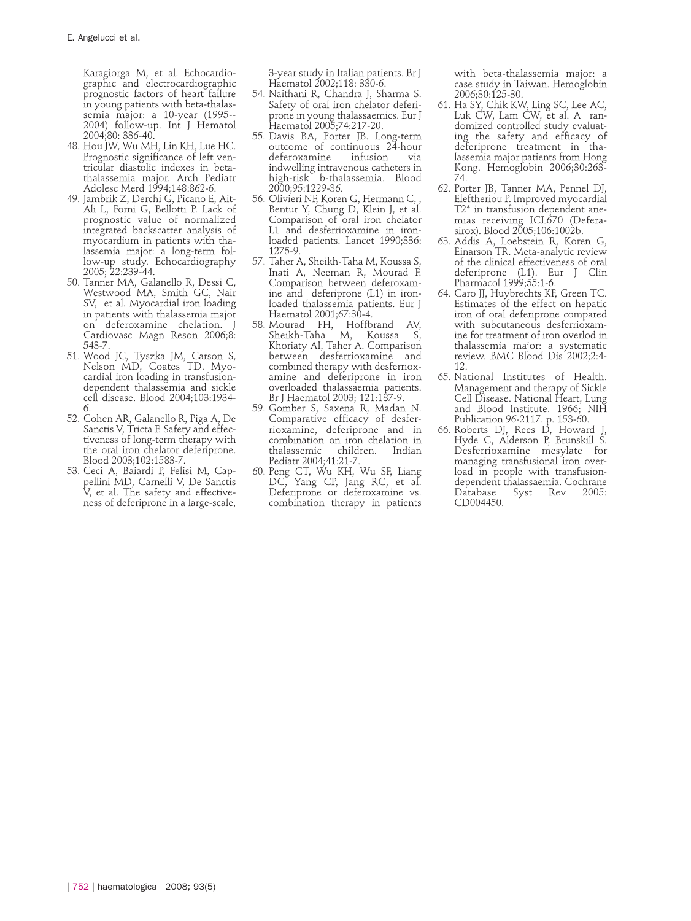Karagiorga M, et al. Echocardiographic and electrocardiographic prognostic factors of heart failure in young patients with beta-thalassemia major: a 10-year (1995--2004) follow-up. Int J Hematol 2004;80: 336-40.

48. Hou JW, Wu MH, Lin KH, Lue HC. Prognostic significance of left ventricular diastolic indexes in beta-thalassemia major. Arch Pediatr Adolesc Merd 1994;148:862-6.
49. Jambrik Z, Derchi G, Picano E, Ait-Ali L, Forni G, Bellotti P. Lack of prognostic value of normalized integrated backscatter analysis of myocardium in patients with thalassemia major: a long-term follow-up study. Echocardiography 2005; 22:239-44.
50. Tanner MA, Galanello R, Dessi C, Westwood MA, Smith GC, Nair SV, et al. Myocardial iron loading in patients with thalassemia major on deferoxamine chelation. J Cardiovasc Magn Reson 2006;8: 543-7.
51. Wood JC, Tyszka JM, Carson S, Nelson MD, Coates TD. Myocardial iron loading in transfusion-dependent thalassemia and sickle cell disease. Blood 2004;103:1934-6.
52. Cohen AR, Galanello R, Piga A, De Sanctis V, Tricta F. Safety and effectiveness of long-term therapy with the oral iron chelator deferiprone. Blood 2003;102:1583-7.
53. Ceci A, Baiardi P, Felisi M, Cappellini MD, Carnelli V, De Sanctis V, et al. The safety and effectiveness of deferiprone in a large-scale, 3-year study in Italian patients. Br J Haematol 2002;118: 330-6.
54. Naithani R, Chandra J, Sharma S. Safety of oral iron chelator deferiprone in young thalassaemics. Eur J Haematol 2005;74:217-20.
55. Davis BA, Porter JB. Long-term outcome of continuous 24-hour deferoxamine infusion via indwelling intravenous catheters in high-risk b-thalassemia. Blood 2000;95:1229-36.
56. Olivieri NF, Koren G, Hermann C, , Bentur Y, Chung D, Klein J, et al. Comparison of oral iron chelator L1 and desferrioxamine in iron-loaded patients. Lancet 1990;336: 1275-9.
57. Taher A, Sheikh-Taha M, Koussa S, Inati A, Neeman R, Mourad F. Comparison between deferoxamine and deferiprone (L1) in iron-loaded thalassemia patients. Eur J Haematol 2001;67:30-4.
58. Mourad FH, Hoffbrand AV, Sheikh-Taha M, Koussa S, Khoriaty AI, Taher A. Comparison between desferrioxamine and combined therapy with desferrioxamine and deferiprone in iron overloaded thalassaemia patients. Br J Haematol 2003; 121:187-9.
59. Gomber S, Saxena R, Madan N. Comparative efficacy of desferrioxamine, deferiprone and in combination on iron chelation in thalassemic children. Indian Pediatr 2004;41:21-7.
60. Peng CT, Wu KH, Wu SF, Liang DC, Yang CP, Jang RC, et al. Deferiprone or deferoxamine vs. combination therapy in patients with beta-thalassemia major: a case study in Taiwan. Hemoglobin 2006;30:125-30.
61. Ha SY, Chik KW, Ling SC, Lee AC, Luk CW, Lam CW, et al. A randomized controlled study evaluating the safety and efficacy of deferiprone treatment in thalassemia major patients from Hong Kong. Hemoglobin 2006;30:263-74.
62. Porter JB, Tanner MA, Pennel DJ, Eleftheriou P. Improved myocardial T2* in transfusion dependent anemias receiving ICL670 (Deferasirox). Blood 2005;106:1002b.
63. Addis A, Loebstein R, Koren G, Einarson TR. Meta-analytic review of the clinical effectiveness of oral deferiprone (L1). Eur J Clin Pharmacol 1999;55:1-6.
64. Caro JJ, Huybrechts KF, Green TC. Estimates of the effect on hepatic iron of oral deferiprone compared with subcutaneous desferrioxamine for treatment of iron overlod in thalassemia major: a systematic review. BMC Blood Dis 2002;2:4-12.
65. National Institutes of Health. Management and therapy of Sickle Cell Disease. National Heart, Lung and Blood Institute. 1966; NIH Publication 96-2117. p. 153-60.
66. Roberts DJ, Rees D, Howard J, Hyde C, Alderson P, Brunskill S. Desferrioxamine mesylate for managing transfusional iron overload in people with transfusion-dependent thalassaemia. Cochrane Database Syst Rev 2005: CD004450.